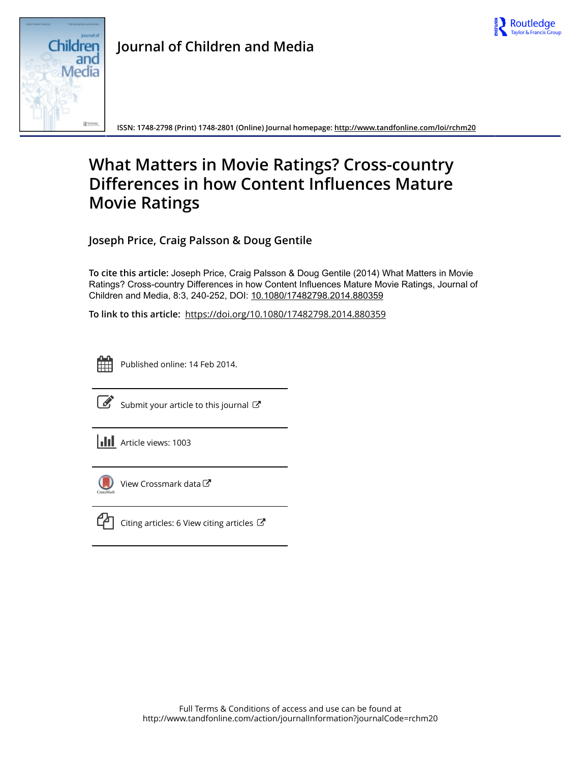Journal of Children and Media

ISSN: 1748-2798 (Print) 1748-2801 (Online) Journal homepage: http://www.tandfonline.com/loi/rchm20

# What Matters in Movie Ratings? Cross-country Differences in how Content Influences Mature Movie Ratings

**Joseph Price, Craig Palsson & Doug Gentile**

**To cite this article:** Joseph Price, Craig Palsson & Doug Gentile (2014) What Matters in Movie Ratings? Cross-country Differences in how Content Influences Mature Movie Ratings, Journal of Children and Media, 8:3, 240-252, DOI: 10.1080/17482798.2014.880359

**To link to this article:** https://doi.org/10.1080/17482798.2014.880359

Published online: 14 Feb 2014.

Submit your article to this journal

Article views: 1003

View Crossmark data

Citing articles: 6 View citing articles

Full Terms & Conditions of access and use can be found at
http://www.tandfonline.com/action/journalInformation?journalCode=rchm20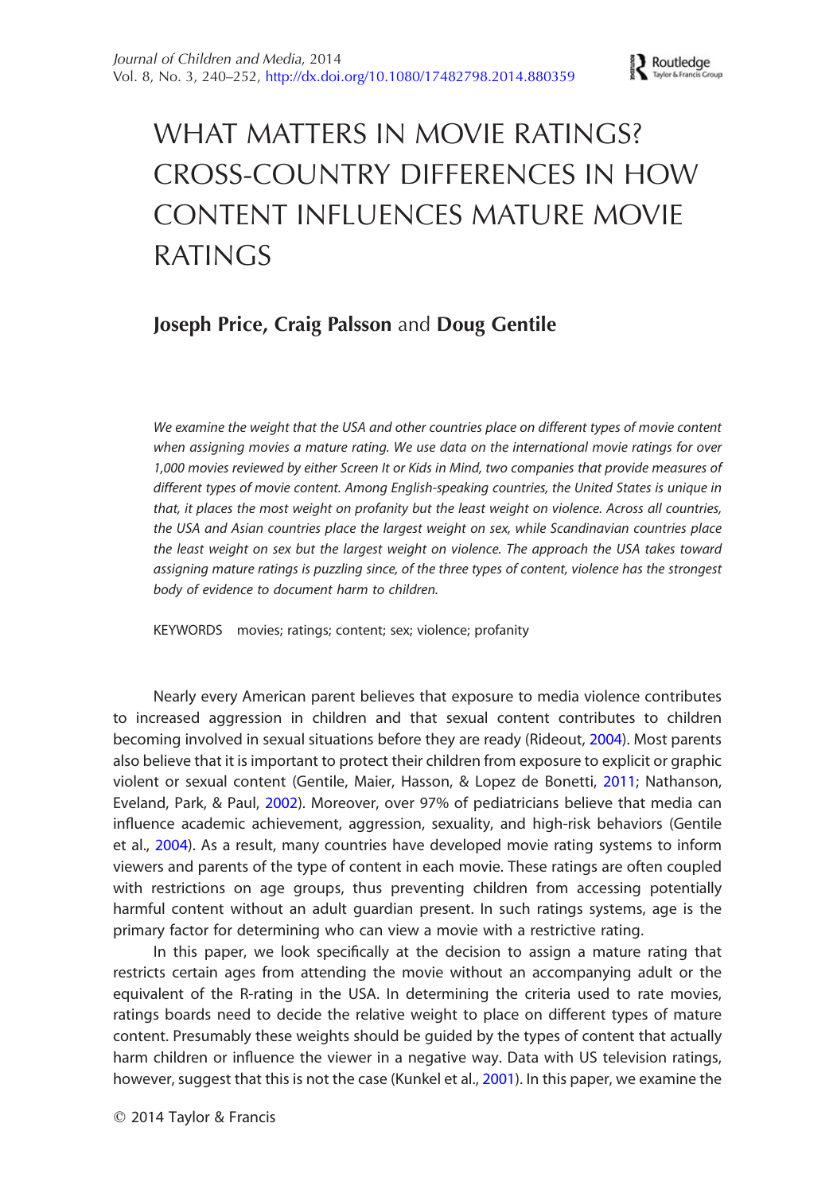# WHAT MATTERS IN MOVIE RATINGS? CROSS-COUNTRY DIFFERENCES IN HOW CONTENT INFLUENCES MATURE MOVIE RATINGS

**Joseph Price, Craig Palsson** and **Doug Gentile**

*We examine the weight that the USA and other countries place on different types of movie content when assigning movies a mature rating. We use data on the international movie ratings for over 1,000 movies reviewed by either Screen It or Kids in Mind, two companies that provide measures of different types of movie content. Among English-speaking countries, the United States is unique in that, it places the most weight on profanity but the least weight on violence. Across all countries, the USA and Asian countries place the largest weight on sex, while Scandinavian countries place the least weight on sex but the largest weight on violence. The approach the USA takes toward assigning mature ratings is puzzling since, of the three types of content, violence has the strongest body of evidence to document harm to children.*

KEYWORDS movies; ratings; content; sex; violence; profanity

Nearly every American parent believes that exposure to media violence contributes to increased aggression in children and that sexual content contributes to children becoming involved in sexual situations before they are ready (Rideout, 2004). Most parents also believe that it is important to protect their children from exposure to explicit or graphic violent or sexual content (Gentile, Maier, Hasson, & Lopez de Bonetti, 2011; Nathanson, Eveland, Park, & Paul, 2002). Moreover, over 97% of pediatricians believe that media can influence academic achievement, aggression, sexuality, and high-risk behaviors (Gentile et al., 2004). As a result, many countries have developed movie rating systems to inform viewers and parents of the type of content in each movie. These ratings are often coupled with restrictions on age groups, thus preventing children from accessing potentially harmful content without an adult guardian present. In such ratings systems, age is the primary factor for determining who can view a movie with a restrictive rating.

In this paper, we look specifically at the decision to assign a mature rating that restricts certain ages from attending the movie without an accompanying adult or the equivalent of the R-rating in the USA. In determining the criteria used to rate movies, ratings boards need to decide the relative weight to place on different types of mature content. Presumably these weights should be guided by the types of content that actually harm children or influence the viewer in a negative way. Data with US television ratings, however, suggest that this is not the case (Kunkel et al., 2001). In this paper, we examine the

© 2014 Taylor & Francis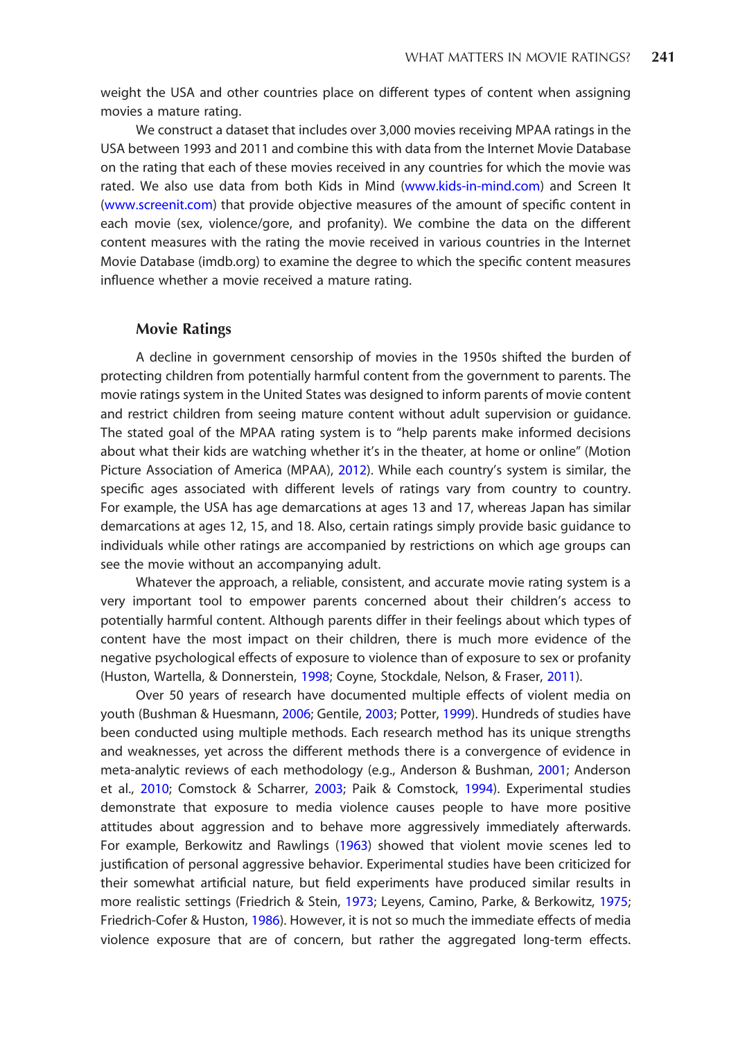weight the USA and other countries place on different types of content when assigning movies a mature rating.

We construct a dataset that includes over 3,000 movies receiving MPAA ratings in the USA between 1993 and 2011 and combine this with data from the Internet Movie Database on the rating that each of these movies received in any countries for which the movie was rated. We also use data from both Kids in Mind (www.kids-in-mind.com) and Screen It (www.screenit.com) that provide objective measures of the amount of specific content in each movie (sex, violence/gore, and profanity). We combine the data on the different content measures with the rating the movie received in various countries in the Internet Movie Database (imdb.org) to examine the degree to which the specific content measures influence whether a movie received a mature rating.

## Movie Ratings

A decline in government censorship of movies in the 1950s shifted the burden of protecting children from potentially harmful content from the government to parents. The movie ratings system in the United States was designed to inform parents of movie content and restrict children from seeing mature content without adult supervision or guidance. The stated goal of the MPAA rating system is to "help parents make informed decisions about what their kids are watching whether it's in the theater, at home or online" (Motion Picture Association of America (MPAA), 2012). While each country's system is similar, the specific ages associated with different levels of ratings vary from country to country. For example, the USA has age demarcations at ages 13 and 17, whereas Japan has similar demarcations at ages 12, 15, and 18. Also, certain ratings simply provide basic guidance to individuals while other ratings are accompanied by restrictions on which age groups can see the movie without an accompanying adult.

Whatever the approach, a reliable, consistent, and accurate movie rating system is a very important tool to empower parents concerned about their children's access to potentially harmful content. Although parents differ in their feelings about which types of content have the most impact on their children, there is much more evidence of the negative psychological effects of exposure to violence than of exposure to sex or profanity (Huston, Wartella, & Donnerstein, 1998; Coyne, Stockdale, Nelson, & Fraser, 2011).

Over 50 years of research have documented multiple effects of violent media on youth (Bushman & Huesmann, 2006; Gentile, 2003; Potter, 1999). Hundreds of studies have been conducted using multiple methods. Each research method has its unique strengths and weaknesses, yet across the different methods there is a convergence of evidence in meta-analytic reviews of each methodology (e.g., Anderson & Bushman, 2001; Anderson et al., 2010; Comstock & Scharrer, 2003; Paik & Comstock, 1994). Experimental studies demonstrate that exposure to media violence causes people to have more positive attitudes about aggression and to behave more aggressively immediately afterwards. For example, Berkowitz and Rawlings (1963) showed that violent movie scenes led to justification of personal aggressive behavior. Experimental studies have been criticized for their somewhat artificial nature, but field experiments have produced similar results in more realistic settings (Friedrich & Stein, 1973; Leyens, Camino, Parke, & Berkowitz, 1975; Friedrich-Cofer & Huston, 1986). However, it is not so much the immediate effects of media violence exposure that are of concern, but rather the aggregated long-term effects.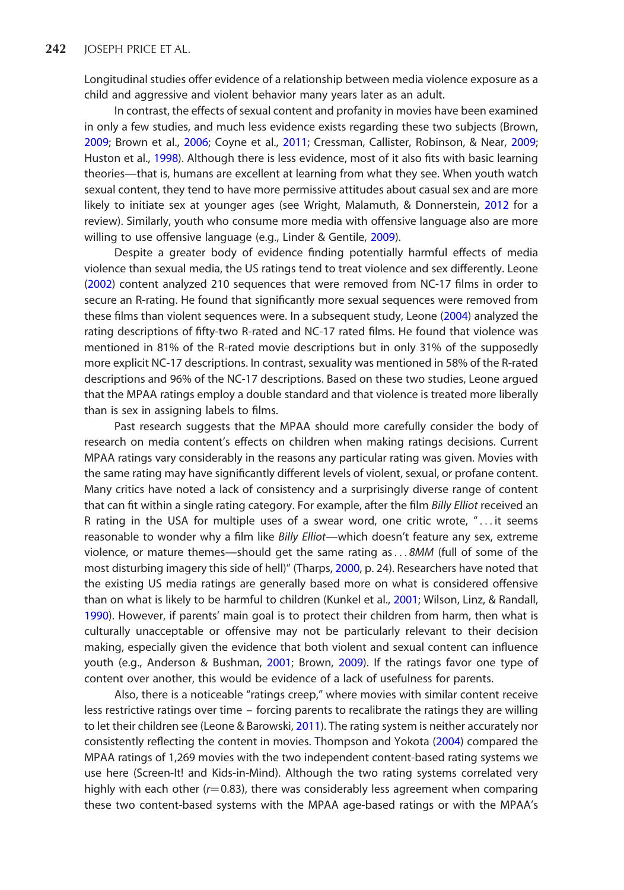Longitudinal studies offer evidence of a relationship between media violence exposure as a child and aggressive and violent behavior many years later as an adult.

In contrast, the effects of sexual content and profanity in movies have been examined in only a few studies, and much less evidence exists regarding these two subjects (Brown, 2009; Brown et al., 2006; Coyne et al., 2011; Cressman, Callister, Robinson, & Near, 2009; Huston et al., 1998). Although there is less evidence, most of it also fits with basic learning theories—that is, humans are excellent at learning from what they see. When youth watch sexual content, they tend to have more permissive attitudes about casual sex and are more likely to initiate sex at younger ages (see Wright, Malamuth, & Donnerstein, 2012 for a review). Similarly, youth who consume more media with offensive language also are more willing to use offensive language (e.g., Linder & Gentile, 2009).

Despite a greater body of evidence finding potentially harmful effects of media violence than sexual media, the US ratings tend to treat violence and sex differently. Leone (2002) content analyzed 210 sequences that were removed from NC-17 films in order to secure an R-rating. He found that significantly more sexual sequences were removed from these films than violent sequences were. In a subsequent study, Leone (2004) analyzed the rating descriptions of fifty-two R-rated and NC-17 rated films. He found that violence was mentioned in 81% of the R-rated movie descriptions but in only 31% of the supposedly more explicit NC-17 descriptions. In contrast, sexuality was mentioned in 58% of the R-rated descriptions and 96% of the NC-17 descriptions. Based on these two studies, Leone argued that the MPAA ratings employ a double standard and that violence is treated more liberally than is sex in assigning labels to films.

Past research suggests that the MPAA should more carefully consider the body of research on media content's effects on children when making ratings decisions. Current MPAA ratings vary considerably in the reasons any particular rating was given. Movies with the same rating may have significantly different levels of violent, sexual, or profane content. Many critics have noted a lack of consistency and a surprisingly diverse range of content that can fit within a single rating category. For example, after the film *Billy Elliot* received an R rating in the USA for multiple uses of a swear word, one critic wrote, "…it seems reasonable to wonder why a film like *Billy Elliot*—which doesn't feature any sex, extreme violence, or mature themes—should get the same rating as…*8MM* (full of some of the most disturbing imagery this side of hell)" (Tharps, 2000, p. 24). Researchers have noted that the existing US media ratings are generally based more on what is considered offensive than on what is likely to be harmful to children (Kunkel et al., 2001; Wilson, Linz, & Randall, 1990). However, if parents' main goal is to protect their children from harm, then what is culturally unacceptable or offensive may not be particularly relevant to their decision making, especially given the evidence that both violent and sexual content can influence youth (e.g., Anderson & Bushman, 2001; Brown, 2009). If the ratings favor one type of content over another, this would be evidence of a lack of usefulness for parents.

Also, there is a noticeable "ratings creep," where movies with similar content receive less restrictive ratings over time – forcing parents to recalibrate the ratings they are willing to let their children see (Leone & Barowski, 2011). The rating system is neither accurately nor consistently reflecting the content in movies. Thompson and Yokota (2004) compared the MPAA ratings of 1,269 movies with the two independent content-based rating systems we use here (Screen-It! and Kids-in-Mind). Although the two rating systems correlated very highly with each other ($r = 0.83$), there was considerably less agreement when comparing these two content-based systems with the MPAA age-based ratings or with the MPAA's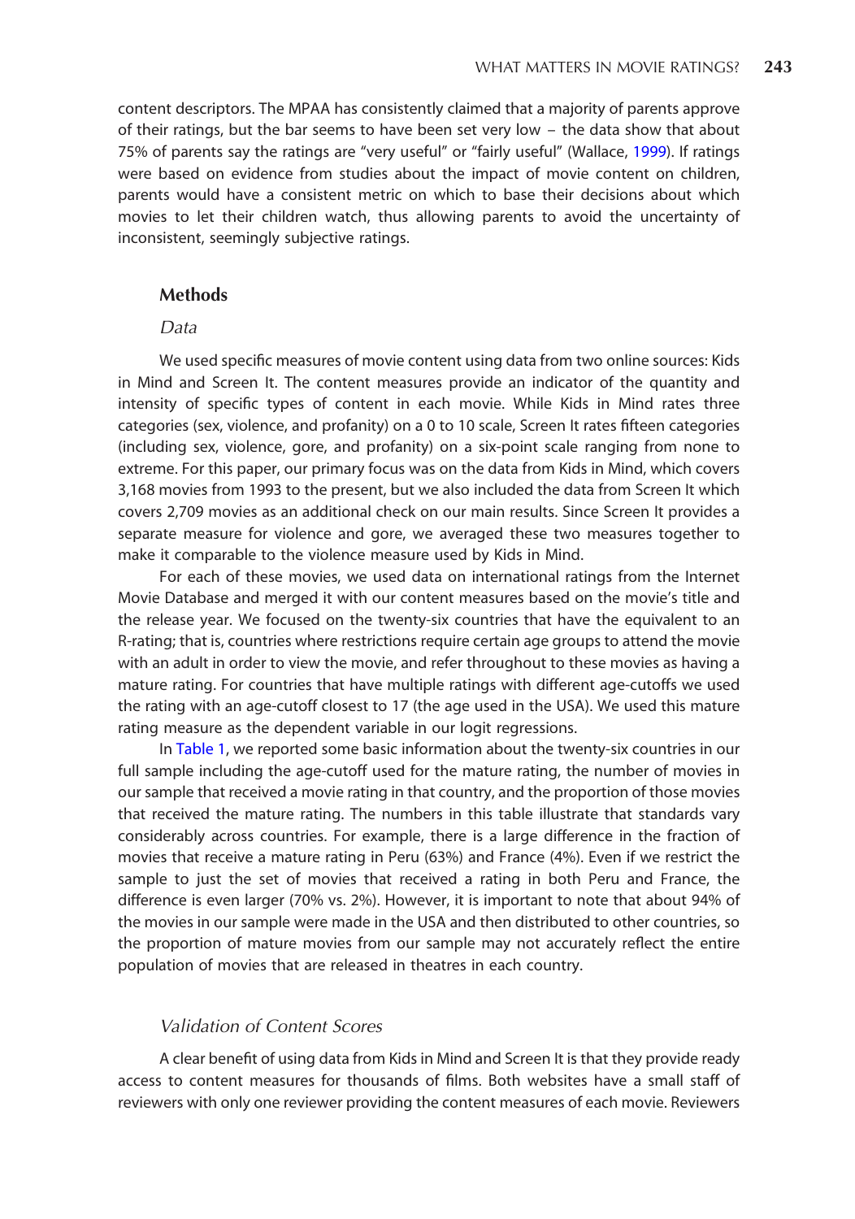content descriptors. The MPAA has consistently claimed that a majority of parents approve of their ratings, but the bar seems to have been set very low – the data show that about 75% of parents say the ratings are "very useful" or "fairly useful" (Wallace, 1999). If ratings were based on evidence from studies about the impact of movie content on children, parents would have a consistent metric on which to base their decisions about which movies to let their children watch, thus allowing parents to avoid the uncertainty of inconsistent, seemingly subjective ratings.

## Methods

### *Data*

We used specific measures of movie content using data from two online sources: Kids in Mind and Screen It. The content measures provide an indicator of the quantity and intensity of specific types of content in each movie. While Kids in Mind rates three categories (sex, violence, and profanity) on a 0 to 10 scale, Screen It rates fifteen categories (including sex, violence, gore, and profanity) on a six-point scale ranging from none to extreme. For this paper, our primary focus was on the data from Kids in Mind, which covers 3,168 movies from 1993 to the present, but we also included the data from Screen It which covers 2,709 movies as an additional check on our main results. Since Screen It provides a separate measure for violence and gore, we averaged these two measures together to make it comparable to the violence measure used by Kids in Mind.

For each of these movies, we used data on international ratings from the Internet Movie Database and merged it with our content measures based on the movie's title and the release year. We focused on the twenty-six countries that have the equivalent to an R-rating; that is, countries where restrictions require certain age groups to attend the movie with an adult in order to view the movie, and refer throughout to these movies as having a mature rating. For countries that have multiple ratings with different age-cutoffs we used the rating with an age-cutoff closest to 17 (the age used in the USA). We used this mature rating measure as the dependent variable in our logit regressions.

In Table 1, we reported some basic information about the twenty-six countries in our full sample including the age-cutoff used for the mature rating, the number of movies in our sample that received a movie rating in that country, and the proportion of those movies that received the mature rating. The numbers in this table illustrate that standards vary considerably across countries. For example, there is a large difference in the fraction of movies that receive a mature rating in Peru (63%) and France (4%). Even if we restrict the sample to just the set of movies that received a rating in both Peru and France, the difference is even larger (70% vs. 2%). However, it is important to note that about 94% of the movies in our sample were made in the USA and then distributed to other countries, so the proportion of mature movies from our sample may not accurately reflect the entire population of movies that are released in theatres in each country.

### *Validation of Content Scores*

A clear benefit of using data from Kids in Mind and Screen It is that they provide ready access to content measures for thousands of films. Both websites have a small staff of reviewers with only one reviewer providing the content measures of each movie. Reviewers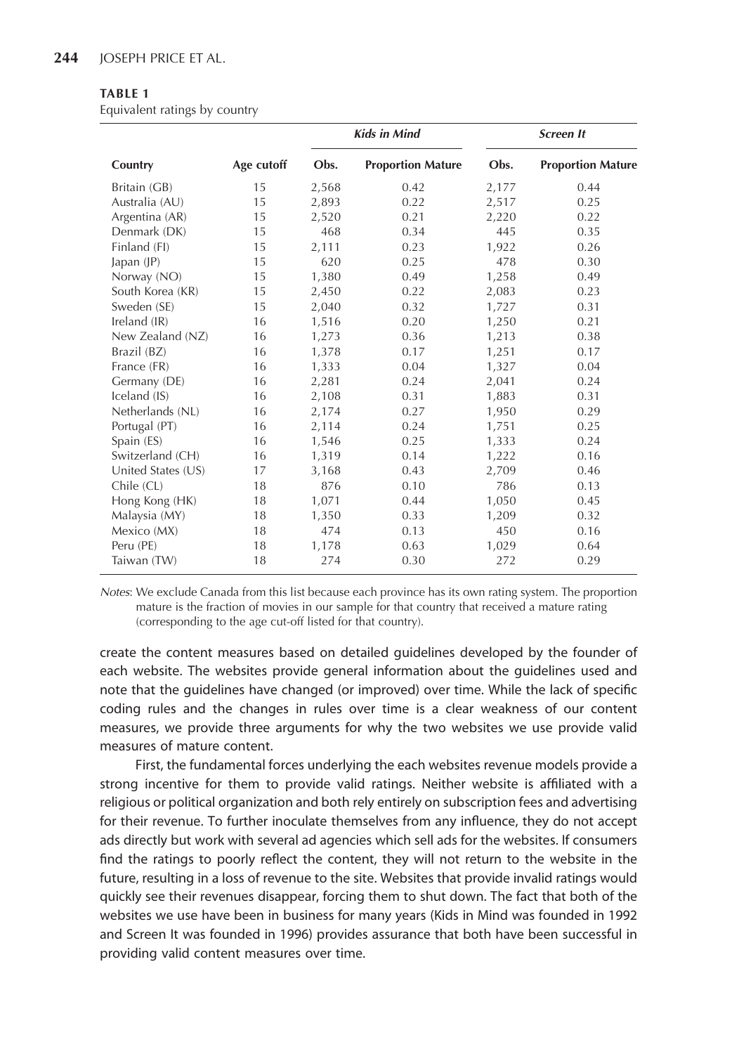**TABLE 1**

Equivalent ratings by country

| Country | Age cutoff | *Kids in Mind* | | *Screen It* | |
|---|---|---|---|---|---|
| | | Obs. | Proportion Mature | Obs. | Proportion Mature |
| Britain (GB) | 15 | 2,568 | 0.42 | 2,177 | 0.44 |
| Australia (AU) | 15 | 2,893 | 0.22 | 2,517 | 0.25 |
| Argentina (AR) | 15 | 2,520 | 0.21 | 2,220 | 0.22 |
| Denmark (DK) | 15 | 468 | 0.34 | 445 | 0.35 |
| Finland (FI) | 15 | 2,111 | 0.23 | 1,922 | 0.26 |
| Japan (JP) | 15 | 620 | 0.25 | 478 | 0.30 |
| Norway (NO) | 15 | 1,380 | 0.49 | 1,258 | 0.49 |
| South Korea (KR) | 15 | 2,450 | 0.22 | 2,083 | 0.23 |
| Sweden (SE) | 15 | 2,040 | 0.32 | 1,727 | 0.31 |
| Ireland (IR) | 16 | 1,516 | 0.20 | 1,250 | 0.21 |
| New Zealand (NZ) | 16 | 1,273 | 0.36 | 1,213 | 0.38 |
| Brazil (BZ) | 16 | 1,378 | 0.17 | 1,251 | 0.17 |
| France (FR) | 16 | 1,333 | 0.04 | 1,327 | 0.04 |
| Germany (DE) | 16 | 2,281 | 0.24 | 2,041 | 0.24 |
| Iceland (IS) | 16 | 2,108 | 0.31 | 1,883 | 0.31 |
| Netherlands (NL) | 16 | 2,174 | 0.27 | 1,950 | 0.29 |
| Portugal (PT) | 16 | 2,114 | 0.24 | 1,751 | 0.25 |
| Spain (ES) | 16 | 1,546 | 0.25 | 1,333 | 0.24 |
| Switzerland (CH) | 16 | 1,319 | 0.14 | 1,222 | 0.16 |
| United States (US) | 17 | 3,168 | 0.43 | 2,709 | 0.46 |
| Chile (CL) | 18 | 876 | 0.10 | 786 | 0.13 |
| Hong Kong (HK) | 18 | 1,071 | 0.44 | 1,050 | 0.45 |
| Malaysia (MY) | 18 | 1,350 | 0.33 | 1,209 | 0.32 |
| Mexico (MX) | 18 | 474 | 0.13 | 450 | 0.16 |
| Peru (PE) | 18 | 1,178 | 0.63 | 1,029 | 0.64 |
| Taiwan (TW) | 18 | 274 | 0.30 | 272 | 0.29 |

*Notes*: We exclude Canada from this list because each province has its own rating system. The proportion mature is the fraction of movies in our sample for that country that received a mature rating (corresponding to the age cut-off listed for that country).

create the content measures based on detailed guidelines developed by the founder of each website. The websites provide general information about the guidelines used and note that the guidelines have changed (or improved) over time. While the lack of specific coding rules and the changes in rules over time is a clear weakness of our content measures, we provide three arguments for why the two websites we use provide valid measures of mature content.

First, the fundamental forces underlying the each websites revenue models provide a strong incentive for them to provide valid ratings. Neither website is affiliated with a religious or political organization and both rely entirely on subscription fees and advertising for their revenue. To further inoculate themselves from any influence, they do not accept ads directly but work with several ad agencies which sell ads for the websites. If consumers find the ratings to poorly reflect the content, they will not return to the website in the future, resulting in a loss of revenue to the site. Websites that provide invalid ratings would quickly see their revenues disappear, forcing them to shut down. The fact that both of the websites we use have been in business for many years (Kids in Mind was founded in 1992 and Screen It was founded in 1996) provides assurance that both have been successful in providing valid content measures over time.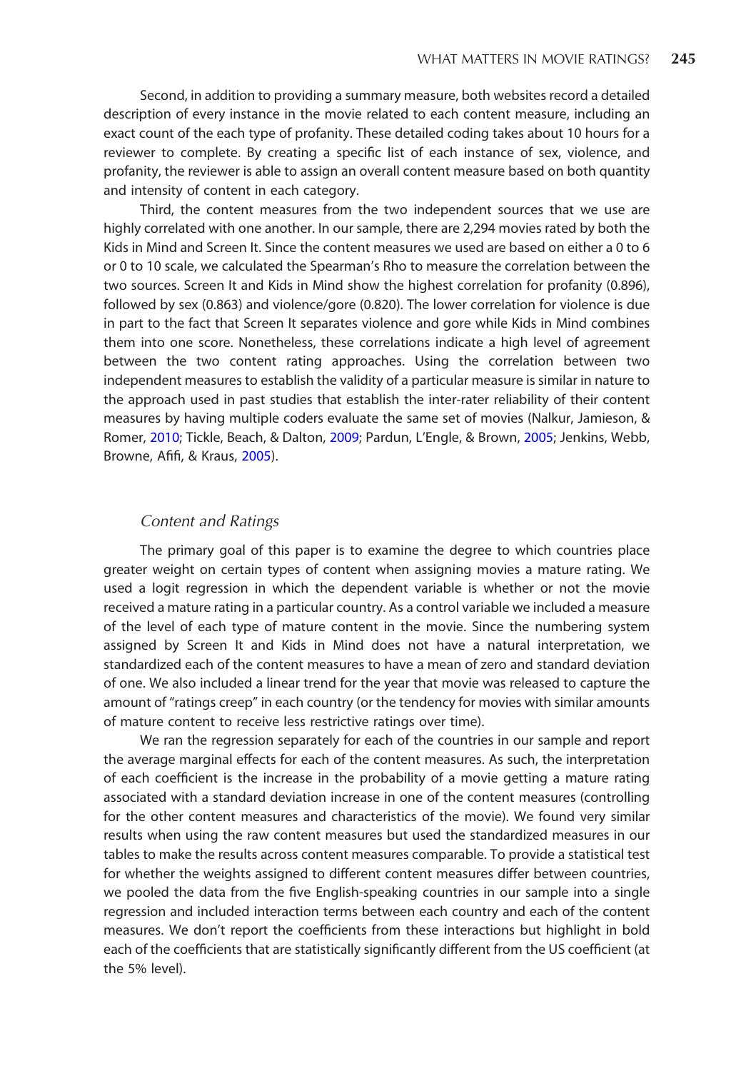Second, in addition to providing a summary measure, both websites record a detailed description of every instance in the movie related to each content measure, including an exact count of the each type of profanity. These detailed coding takes about 10 hours for a reviewer to complete. By creating a specific list of each instance of sex, violence, and profanity, the reviewer is able to assign an overall content measure based on both quantity and intensity of content in each category.

Third, the content measures from the two independent sources that we use are highly correlated with one another. In our sample, there are 2,294 movies rated by both the Kids in Mind and Screen It. Since the content measures we used are based on either a 0 to 6 or 0 to 10 scale, we calculated the Spearman's Rho to measure the correlation between the two sources. Screen It and Kids in Mind show the highest correlation for profanity (0.896), followed by sex (0.863) and violence/gore (0.820). The lower correlation for violence is due in part to the fact that Screen It separates violence and gore while Kids in Mind combines them into one score. Nonetheless, these correlations indicate a high level of agreement between the two content rating approaches. Using the correlation between two independent measures to establish the validity of a particular measure is similar in nature to the approach used in past studies that establish the inter-rater reliability of their content measures by having multiple coders evaluate the same set of movies (Nalkur, Jamieson, & Romer, 2010; Tickle, Beach, & Dalton, 2009; Pardun, L'Engle, & Brown, 2005; Jenkins, Webb, Browne, Afifi, & Kraus, 2005).

### *Content and Ratings*

The primary goal of this paper is to examine the degree to which countries place greater weight on certain types of content when assigning movies a mature rating. We used a logit regression in which the dependent variable is whether or not the movie received a mature rating in a particular country. As a control variable we included a measure of the level of each type of mature content in the movie. Since the numbering system assigned by Screen It and Kids in Mind does not have a natural interpretation, we standardized each of the content measures to have a mean of zero and standard deviation of one. We also included a linear trend for the year that movie was released to capture the amount of "ratings creep" in each country (or the tendency for movies with similar amounts of mature content to receive less restrictive ratings over time).

We ran the regression separately for each of the countries in our sample and report the average marginal effects for each of the content measures. As such, the interpretation of each coefficient is the increase in the probability of a movie getting a mature rating associated with a standard deviation increase in one of the content measures (controlling for the other content measures and characteristics of the movie). We found very similar results when using the raw content measures but used the standardized measures in our tables to make the results across content measures comparable. To provide a statistical test for whether the weights assigned to different content measures differ between countries, we pooled the data from the five English-speaking countries in our sample into a single regression and included interaction terms between each country and each of the content measures. We don't report the coefficients from these interactions but highlight in bold each of the coefficients that are statistically significantly different from the US coefficient (at the 5% level).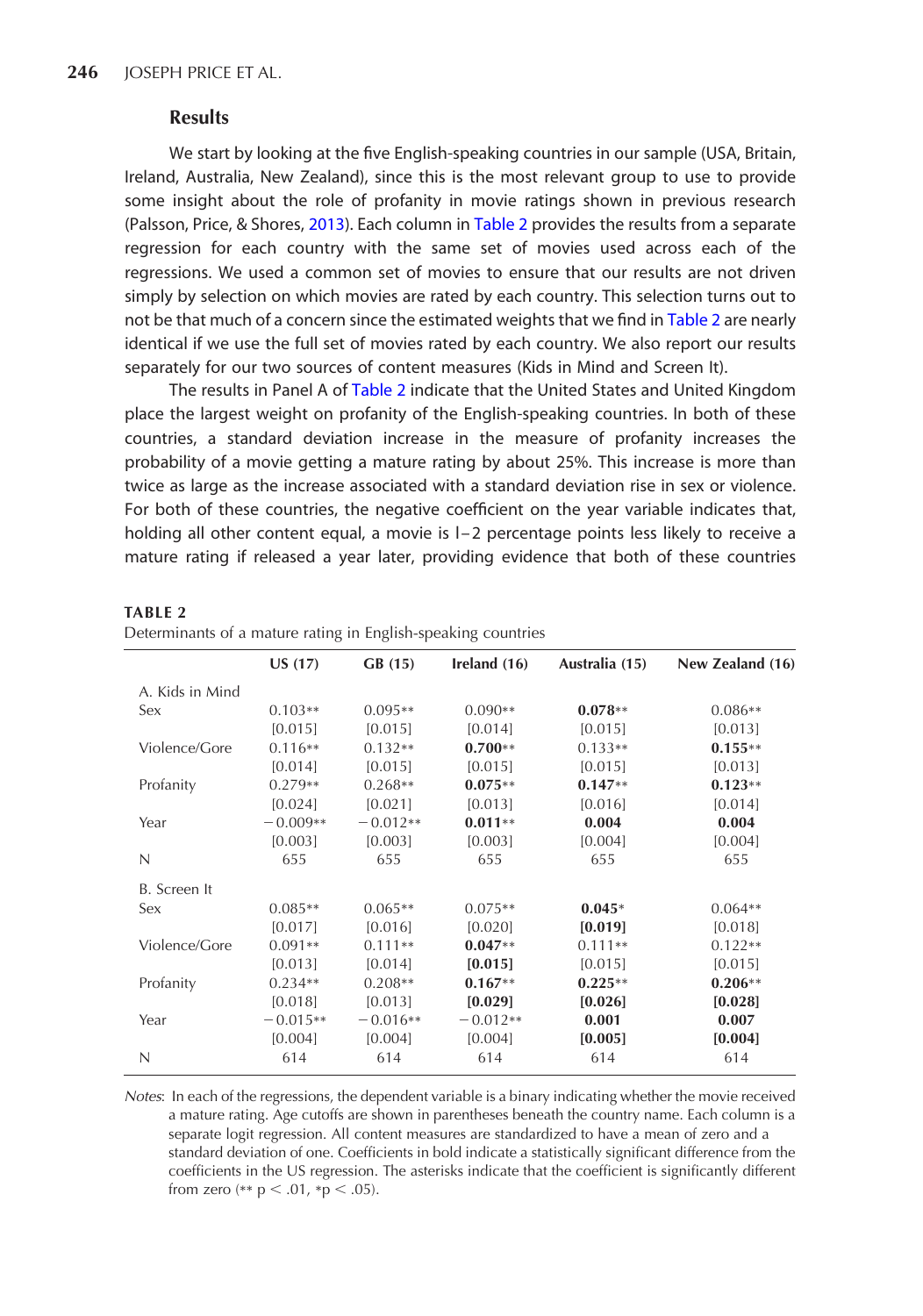## Results

We start by looking at the five English-speaking countries in our sample (USA, Britain, Ireland, Australia, New Zealand), since this is the most relevant group to use to provide some insight about the role of profanity in movie ratings shown in previous research (Palsson, Price, & Shores, 2013). Each column in Table 2 provides the results from a separate regression for each country with the same set of movies used across each of the regressions. We used a common set of movies to ensure that our results are not driven simply by selection on which movies are rated by each country. This selection turns out to not be that much of a concern since the estimated weights that we find in Table 2 are nearly identical if we use the full set of movies rated by each country. We also report our results separately for our two sources of content measures (Kids in Mind and Screen It).

The results in Panel A of Table 2 indicate that the United States and United Kingdom place the largest weight on profanity of the English-speaking countries. In both of these countries, a standard deviation increase in the measure of profanity increases the probability of a movie getting a mature rating by about 25%. This increase is more than twice as large as the increase associated with a standard deviation rise in sex or violence. For both of these countries, the negative coefficient on the year variable indicates that, holding all other content equal, a movie is 1–2 percentage points less likely to receive a mature rating if released a year later, providing evidence that both of these countries

**TABLE 2**

Determinants of a mature rating in English-speaking countries

| | US (17) | GB (15) | Ireland (16) | Australia (15) | New Zealand (16) |
|---|---|---|---|---|---|
| A. Kids in Mind | | | | | |
| Sex | 0.103** | 0.095** | 0.090** | **0.078**** | 0.086** |
| | [0.015] | [0.015] | [0.014] | [0.015] | [0.013] |
| Violence/Gore | 0.116** | 0.132** | **0.700**** | 0.133** | **0.155**** |
| | [0.014] | [0.015] | [0.015] | [0.015] | [0.013] |
| Profanity | 0.279** | 0.268** | **0.075**** | **0.147**** | **0.123**** |
| | [0.024] | [0.021] | [0.013] | [0.016] | [0.014] |
| Year | −0.009** | −0.012** | **0.011**** | **0.004** | **0.004** |
| | [0.003] | [0.003] | [0.003] | [0.004] | [0.004] |
| N | 655 | 655 | 655 | 655 | 655 |
| B. Screen It | | | | | |
| Sex | 0.085** | 0.065** | 0.075** | **0.045*** | 0.064** |
| | [0.017] | [0.016] | [0.020] | **[0.019]** | [0.018] |
| Violence/Gore | 0.091** | 0.111** | **0.047**** | 0.111** | 0.122** |
| | [0.013] | [0.014] | **[0.015]** | [0.015] | [0.015] |
| Profanity | 0.234** | 0.208** | **0.167**** | **0.225**** | **0.206**** |
| | [0.018] | [0.013] | **[0.029]** | **[0.026]** | **[0.028]** |
| Year | −0.015** | −0.016** | −0.012** | **0.001** | **0.007** |
| | [0.004] | [0.004] | [0.004] | **[0.005]** | **[0.004]** |
| N | 614 | 614 | 614 | 614 | 614 |

*Notes*: In each of the regressions, the dependent variable is a binary indicating whether the movie received a mature rating. Age cutoffs are shown in parentheses beneath the country name. Each column is a separate logit regression. All content measures are standardized to have a mean of zero and a standard deviation of one. Coefficients in bold indicate a statistically significant difference from the coefficients in the US regression. The asterisks indicate that the coefficient is significantly different from zero (** $p < .01$, * $p < .05$).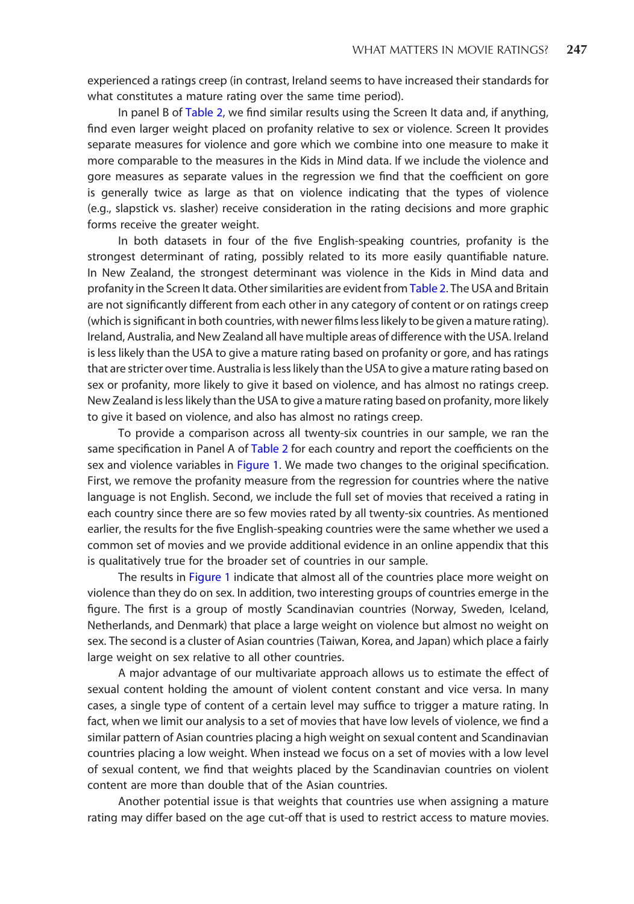experienced a ratings creep (in contrast, Ireland seems to have increased their standards for what constitutes a mature rating over the same time period).

In panel B of Table 2, we find similar results using the Screen It data and, if anything, find even larger weight placed on profanity relative to sex or violence. Screen It provides separate measures for violence and gore which we combine into one measure to make it more comparable to the measures in the Kids in Mind data. If we include the violence and gore measures as separate values in the regression we find that the coefficient on gore is generally twice as large as that on violence indicating that the types of violence (e.g., slapstick vs. slasher) receive consideration in the rating decisions and more graphic forms receive the greater weight.

In both datasets in four of the five English-speaking countries, profanity is the strongest determinant of rating, possibly related to its more easily quantifiable nature. In New Zealand, the strongest determinant was violence in the Kids in Mind data and profanity in the Screen It data. Other similarities are evident from Table 2. The USA and Britain are not significantly different from each other in any category of content or on ratings creep (which is significant in both countries, with newer films less likely to be given a mature rating). Ireland, Australia, and New Zealand all have multiple areas of difference with the USA. Ireland is less likely than the USA to give a mature rating based on profanity or gore, and has ratings that are stricter over time. Australia is less likely than the USA to give a mature rating based on sex or profanity, more likely to give it based on violence, and has almost no ratings creep. New Zealand is less likely than the USA to give a mature rating based on profanity, more likely to give it based on violence, and also has almost no ratings creep.

To provide a comparison across all twenty-six countries in our sample, we ran the same specification in Panel A of Table 2 for each country and report the coefficients on the sex and violence variables in Figure 1. We made two changes to the original specification. First, we remove the profanity measure from the regression for countries where the native language is not English. Second, we include the full set of movies that received a rating in each country since there are so few movies rated by all twenty-six countries. As mentioned earlier, the results for the five English-speaking countries were the same whether we used a common set of movies and we provide additional evidence in an online appendix that this is qualitatively true for the broader set of countries in our sample.

The results in Figure 1 indicate that almost all of the countries place more weight on violence than they do on sex. In addition, two interesting groups of countries emerge in the figure. The first is a group of mostly Scandinavian countries (Norway, Sweden, Iceland, Netherlands, and Denmark) that place a large weight on violence but almost no weight on sex. The second is a cluster of Asian countries (Taiwan, Korea, and Japan) which place a fairly large weight on sex relative to all other countries.

A major advantage of our multivariate approach allows us to estimate the effect of sexual content holding the amount of violent content constant and vice versa. In many cases, a single type of content of a certain level may suffice to trigger a mature rating. In fact, when we limit our analysis to a set of movies that have low levels of violence, we find a similar pattern of Asian countries placing a high weight on sexual content and Scandinavian countries placing a low weight. When instead we focus on a set of movies with a low level of sexual content, we find that weights placed by the Scandinavian countries on violent content are more than double that of the Asian countries.

Another potential issue is that weights that countries use when assigning a mature rating may differ based on the age cut-off that is used to restrict access to mature movies.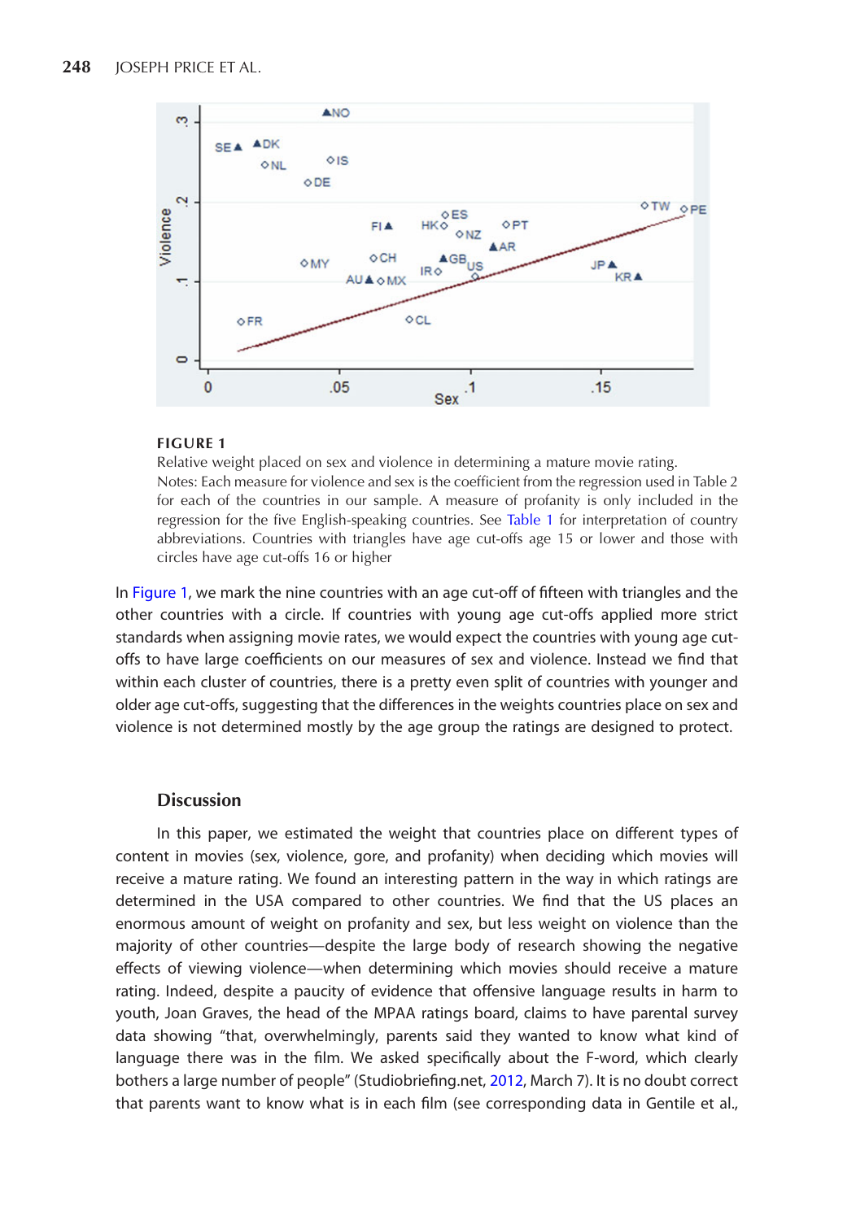Violence

Sex

.3

.2

.1

0

0

.05

.1

.15

NO
SE
DK
NL
IS
DE
FI
HK
ES
NZ
PT
AR
TW
PE
MY
CH
GB
IR
US
AU
MX
JP
KR
FR
CL

**FIGURE 1**

Relative weight placed on sex and violence in determining a mature movie rating.

Notes: Each measure for violence and sex is the coefficient from the regression used in Table 2 for each of the countries in our sample. A measure of profanity is only included in the regression for the five English-speaking countries. See Table 1 for interpretation of country abbreviations. Countries with triangles have age cut-offs age 15 or lower and those with circles have age cut-offs 16 or higher

In Figure 1, we mark the nine countries with an age cut-off of fifteen with triangles and the other countries with a circle. If countries with young age cut-offs applied more strict standards when assigning movie rates, we would expect the countries with young age cut-offs to have large coefficients on our measures of sex and violence. Instead we find that within each cluster of countries, there is a pretty even split of countries with younger and older age cut-offs, suggesting that the differences in the weights countries place on sex and violence is not determined mostly by the age group the ratings are designed to protect.

## Discussion

In this paper, we estimated the weight that countries place on different types of content in movies (sex, violence, gore, and profanity) when deciding which movies will receive a mature rating. We found an interesting pattern in the way in which ratings are determined in the USA compared to other countries. We find that the US places an enormous amount of weight on profanity and sex, but less weight on violence than the majority of other countries—despite the large body of research showing the negative effects of viewing violence—when determining which movies should receive a mature rating. Indeed, despite a paucity of evidence that offensive language results in harm to youth, Joan Graves, the head of the MPAA ratings board, claims to have parental survey data showing "that, overwhelmingly, parents said they wanted to know what kind of language there was in the film. We asked specifically about the F-word, which clearly bothers a large number of people" (Studiobriefing.net, 2012, March 7). It is no doubt correct that parents want to know what is in each film (see corresponding data in Gentile et al.,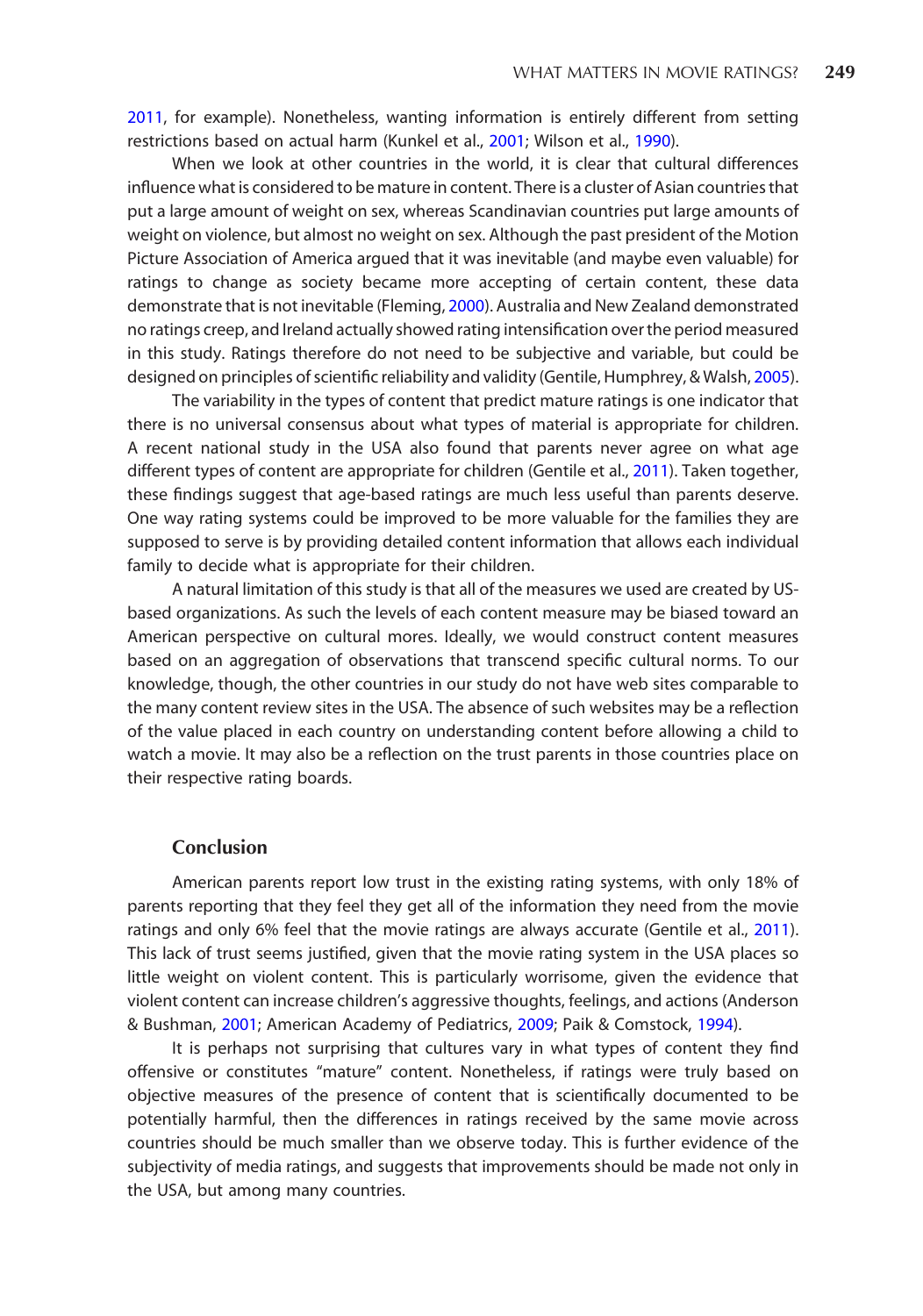2011, for example). Nonetheless, wanting information is entirely different from setting restrictions based on actual harm (Kunkel et al., 2001; Wilson et al., 1990).

When we look at other countries in the world, it is clear that cultural differences influence what is considered to be mature in content. There is a cluster of Asian countries that put a large amount of weight on sex, whereas Scandinavian countries put large amounts of weight on violence, but almost no weight on sex. Although the past president of the Motion Picture Association of America argued that it was inevitable (and maybe even valuable) for ratings to change as society became more accepting of certain content, these data demonstrate that is not inevitable (Fleming, 2000). Australia and New Zealand demonstrated no ratings creep, and Ireland actually showed rating intensification over the period measured in this study. Ratings therefore do not need to be subjective and variable, but could be designed on principles of scientific reliability and validity (Gentile, Humphrey, & Walsh, 2005).

The variability in the types of content that predict mature ratings is one indicator that there is no universal consensus about what types of material is appropriate for children. A recent national study in the USA also found that parents never agree on what age different types of content are appropriate for children (Gentile et al., 2011). Taken together, these findings suggest that age-based ratings are much less useful than parents deserve. One way rating systems could be improved to be more valuable for the families they are supposed to serve is by providing detailed content information that allows each individual family to decide what is appropriate for their children.

A natural limitation of this study is that all of the measures we used are created by US-based organizations. As such the levels of each content measure may be biased toward an American perspective on cultural mores. Ideally, we would construct content measures based on an aggregation of observations that transcend specific cultural norms. To our knowledge, though, the other countries in our study do not have web sites comparable to the many content review sites in the USA. The absence of such websites may be a reflection of the value placed in each country on understanding content before allowing a child to watch a movie. It may also be a reflection on the trust parents in those countries place on their respective rating boards.

## Conclusion

American parents report low trust in the existing rating systems, with only 18% of parents reporting that they feel they get all of the information they need from the movie ratings and only 6% feel that the movie ratings are always accurate (Gentile et al., 2011). This lack of trust seems justified, given that the movie rating system in the USA places so little weight on violent content. This is particularly worrisome, given the evidence that violent content can increase children's aggressive thoughts, feelings, and actions (Anderson & Bushman, 2001; American Academy of Pediatrics, 2009; Paik & Comstock, 1994).

It is perhaps not surprising that cultures vary in what types of content they find offensive or constitutes "mature" content. Nonetheless, if ratings were truly based on objective measures of the presence of content that is scientifically documented to be potentially harmful, then the differences in ratings received by the same movie across countries should be much smaller than we observe today. This is further evidence of the subjectivity of media ratings, and suggests that improvements should be made not only in the USA, but among many countries.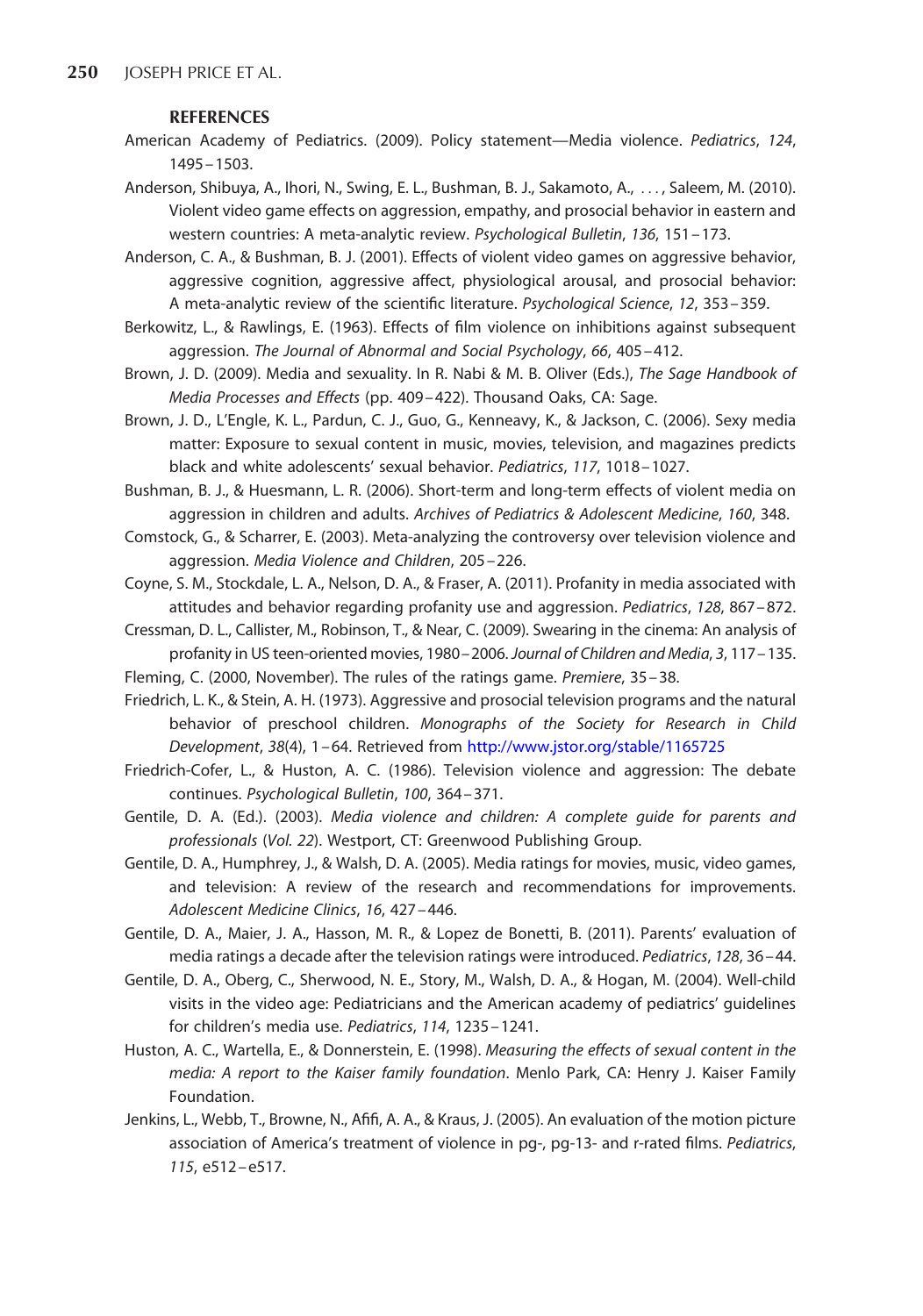## REFERENCES

American Academy of Pediatrics. (2009). Policy statement—Media violence. *Pediatrics*, *124*, 1495–1503.

Anderson, Shibuya, A., Ihori, N., Swing, E. L., Bushman, B. J., Sakamoto, A., ..., Saleem, M. (2010). Violent video game effects on aggression, empathy, and prosocial behavior in eastern and western countries: A meta-analytic review. *Psychological Bulletin*, *136*, 151–173.

Anderson, C. A., & Bushman, B. J. (2001). Effects of violent video games on aggressive behavior, aggressive cognition, aggressive affect, physiological arousal, and prosocial behavior: A meta-analytic review of the scientific literature. *Psychological Science*, *12*, 353–359.

Berkowitz, L., & Rawlings, E. (1963). Effects of film violence on inhibitions against subsequent aggression. *The Journal of Abnormal and Social Psychology*, *66*, 405–412.

Brown, J. D. (2009). Media and sexuality. In R. Nabi & M. B. Oliver (Eds.), *The Sage Handbook of Media Processes and Effects* (pp. 409–422). Thousand Oaks, CA: Sage.

Brown, J. D., L'Engle, K. L., Pardun, C. J., Guo, G., Kenneavy, K., & Jackson, C. (2006). Sexy media matter: Exposure to sexual content in music, movies, television, and magazines predicts black and white adolescents' sexual behavior. *Pediatrics*, *117*, 1018–1027.

Bushman, B. J., & Huesmann, L. R. (2006). Short-term and long-term effects of violent media on aggression in children and adults. *Archives of Pediatrics & Adolescent Medicine*, *160*, 348.

Comstock, G., & Scharrer, E. (2003). Meta-analyzing the controversy over television violence and aggression. *Media Violence and Children*, 205–226.

Coyne, S. M., Stockdale, L. A., Nelson, D. A., & Fraser, A. (2011). Profanity in media associated with attitudes and behavior regarding profanity use and aggression. *Pediatrics*, *128*, 867–872.

Cressman, D. L., Callister, M., Robinson, T., & Near, C. (2009). Swearing in the cinema: An analysis of profanity in US teen-oriented movies, 1980–2006. *Journal of Children and Media*, *3*, 117–135.

Fleming, C. (2000, November). The rules of the ratings game. *Premiere*, 35–38.

Friedrich, L. K., & Stein, A. H. (1973). Aggressive and prosocial television programs and the natural behavior of preschool children. *Monographs of the Society for Research in Child Development*, *38*(4), 1–64. Retrieved from http://www.jstor.org/stable/1165725

Friedrich-Cofer, L., & Huston, A. C. (1986). Television violence and aggression: The debate continues. *Psychological Bulletin*, *100*, 364–371.

Gentile, D. A. (Ed.). (2003). *Media violence and children: A complete guide for parents and professionals* (*Vol. 22*). Westport, CT: Greenwood Publishing Group.

Gentile, D. A., Humphrey, J., & Walsh, D. A. (2005). Media ratings for movies, music, video games, and television: A review of the research and recommendations for improvements. *Adolescent Medicine Clinics*, *16*, 427–446.

Gentile, D. A., Maier, J. A., Hasson, M. R., & Lopez de Bonetti, B. (2011). Parents' evaluation of media ratings a decade after the television ratings were introduced. *Pediatrics*, *128*, 36–44.

Gentile, D. A., Oberg, C., Sherwood, N. E., Story, M., Walsh, D. A., & Hogan, M. (2004). Well-child visits in the video age: Pediatricians and the American academy of pediatrics' guidelines for children's media use. *Pediatrics*, *114*, 1235–1241.

Huston, A. C., Wartella, E., & Donnerstein, E. (1998). *Measuring the effects of sexual content in the media: A report to the Kaiser family foundation*. Menlo Park, CA: Henry J. Kaiser Family Foundation.

Jenkins, L., Webb, T., Browne, N., Afifi, A. A., & Kraus, J. (2005). An evaluation of the motion picture association of America's treatment of violence in pg-, pg-13- and r-rated films. *Pediatrics*, *115*, e512–e517.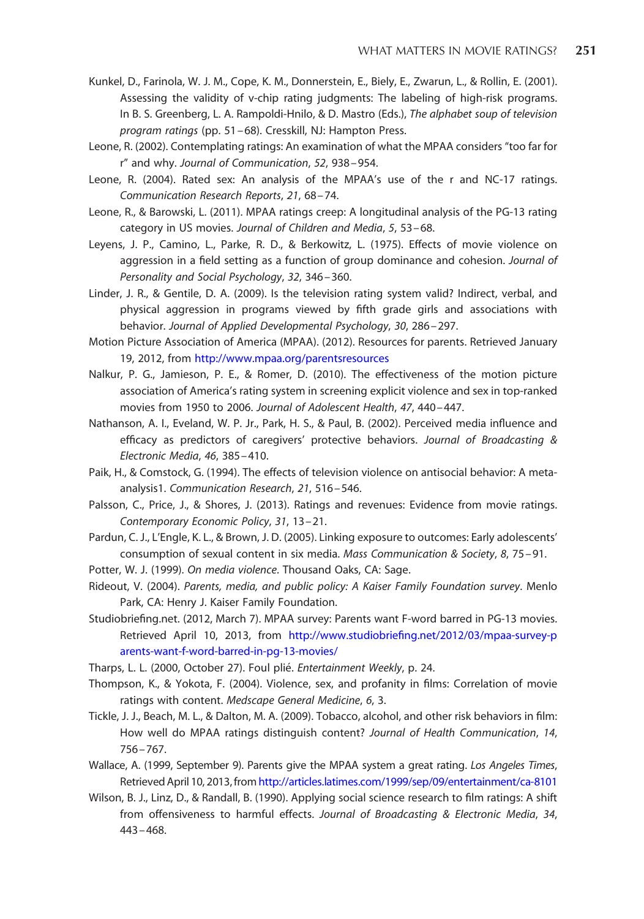Kunkel, D., Farinola, W. J. M., Cope, K. M., Donnerstein, E., Biely, E., Zwarun, L., & Rollin, E. (2001). Assessing the validity of v-chip rating judgments: The labeling of high-risk programs. In B. S. Greenberg, L. A. Rampoldi-Hnilo, & D. Mastro (Eds.), *The alphabet soup of television program ratings* (pp. 51–68). Cresskill, NJ: Hampton Press.

Leone, R. (2002). Contemplating ratings: An examination of what the MPAA considers "too far for r" and why. *Journal of Communication*, *52*, 938–954.

Leone, R. (2004). Rated sex: An analysis of the MPAA's use of the r and NC-17 ratings. *Communication Research Reports*, *21*, 68–74.

Leone, R., & Barowski, L. (2011). MPAA ratings creep: A longitudinal analysis of the PG-13 rating category in US movies. *Journal of Children and Media*, *5*, 53–68.

Leyens, J. P., Camino, L., Parke, R. D., & Berkowitz, L. (1975). Effects of movie violence on aggression in a field setting as a function of group dominance and cohesion. *Journal of Personality and Social Psychology*, *32*, 346–360.

Linder, J. R., & Gentile, D. A. (2009). Is the television rating system valid? Indirect, verbal, and physical aggression in programs viewed by fifth grade girls and associations with behavior. *Journal of Applied Developmental Psychology*, *30*, 286–297.

Motion Picture Association of America (MPAA). (2012). Resources for parents. Retrieved January 19, 2012, from http://www.mpaa.org/parentsresources

Nalkur, P. G., Jamieson, P. E., & Romer, D. (2010). The effectiveness of the motion picture association of America's rating system in screening explicit violence and sex in top-ranked movies from 1950 to 2006. *Journal of Adolescent Health*, *47*, 440–447.

Nathanson, A. I., Eveland, W. P. Jr., Park, H. S., & Paul, B. (2002). Perceived media influence and efficacy as predictors of caregivers' protective behaviors. *Journal of Broadcasting & Electronic Media*, *46*, 385–410.

Paik, H., & Comstock, G. (1994). The effects of television violence on antisocial behavior: A meta-analysis1. *Communication Research*, *21*, 516–546.

Palsson, C., Price, J., & Shores, J. (2013). Ratings and revenues: Evidence from movie ratings. *Contemporary Economic Policy*, *31*, 13–21.

Pardun, C. J., L'Engle, K. L., & Brown, J. D. (2005). Linking exposure to outcomes: Early adolescents' consumption of sexual content in six media. *Mass Communication & Society*, *8*, 75–91.

Potter, W. J. (1999). *On media violence*. Thousand Oaks, CA: Sage.

Rideout, V. (2004). *Parents, media, and public policy: A Kaiser Family Foundation survey*. Menlo Park, CA: Henry J. Kaiser Family Foundation.

Studiobriefing.net. (2012, March 7). MPAA survey: Parents want F-word barred in PG-13 movies. Retrieved April 10, 2013, from http://www.studiobriefing.net/2012/03/mpaa-survey-parents-want-f-word-barred-in-pg-13-movies/

Tharps, L. L. (2000, October 27). Foul plié. *Entertainment Weekly*, p. 24.

Thompson, K., & Yokota, F. (2004). Violence, sex, and profanity in films: Correlation of movie ratings with content. *Medscape General Medicine*, *6*, 3.

Tickle, J. J., Beach, M. L., & Dalton, M. A. (2009). Tobacco, alcohol, and other risk behaviors in film: How well do MPAA ratings distinguish content? *Journal of Health Communication*, *14*, 756–767.

Wallace, A. (1999, September 9). Parents give the MPAA system a great rating. *Los Angeles Times*, Retrieved April 10, 2013, from http://articles.latimes.com/1999/sep/09/entertainment/ca-8101

Wilson, B. J., Linz, D., & Randall, B. (1990). Applying social science research to film ratings: A shift from offensiveness to harmful effects. *Journal of Broadcasting & Electronic Media*, *34*, 443–468.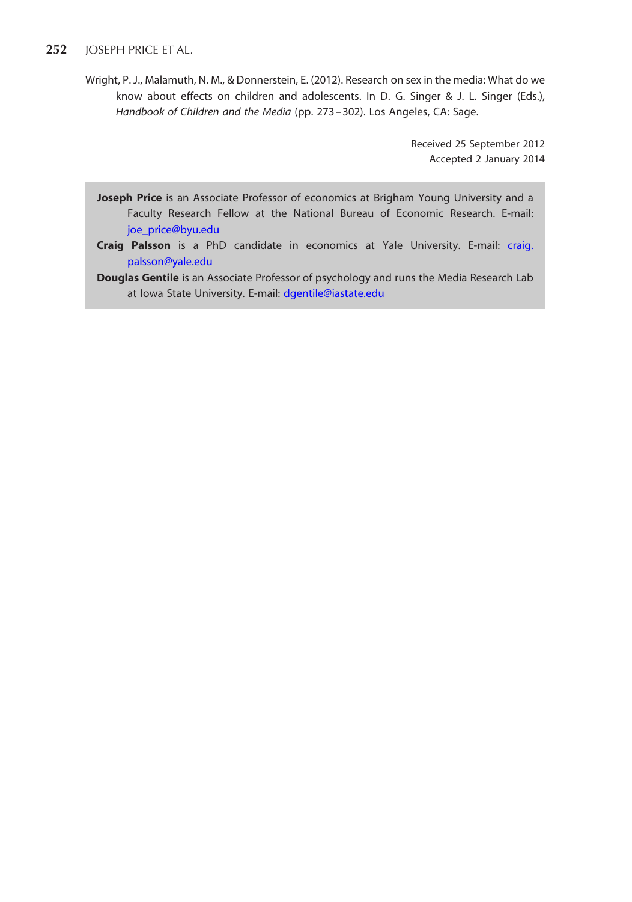Wright, P. J., Malamuth, N. M., & Donnerstein, E. (2012). Research on sex in the media: What do we know about effects on children and adolescents. In D. G. Singer & J. L. Singer (Eds.), *Handbook of Children and the Media* (pp. 273–302). Los Angeles, CA: Sage.

Received 25 September 2012
Accepted 2 January 2014

**Joseph Price** is an Associate Professor of economics at Brigham Young University and a Faculty Research Fellow at the National Bureau of Economic Research. E-mail: joe_price@byu.edu

**Craig Palsson** is a PhD candidate in economics at Yale University. E-mail: craig.palsson@yale.edu

**Douglas Gentile** is an Associate Professor of psychology and runs the Media Research Lab at Iowa State University. E-mail: dgentile@iastate.edu